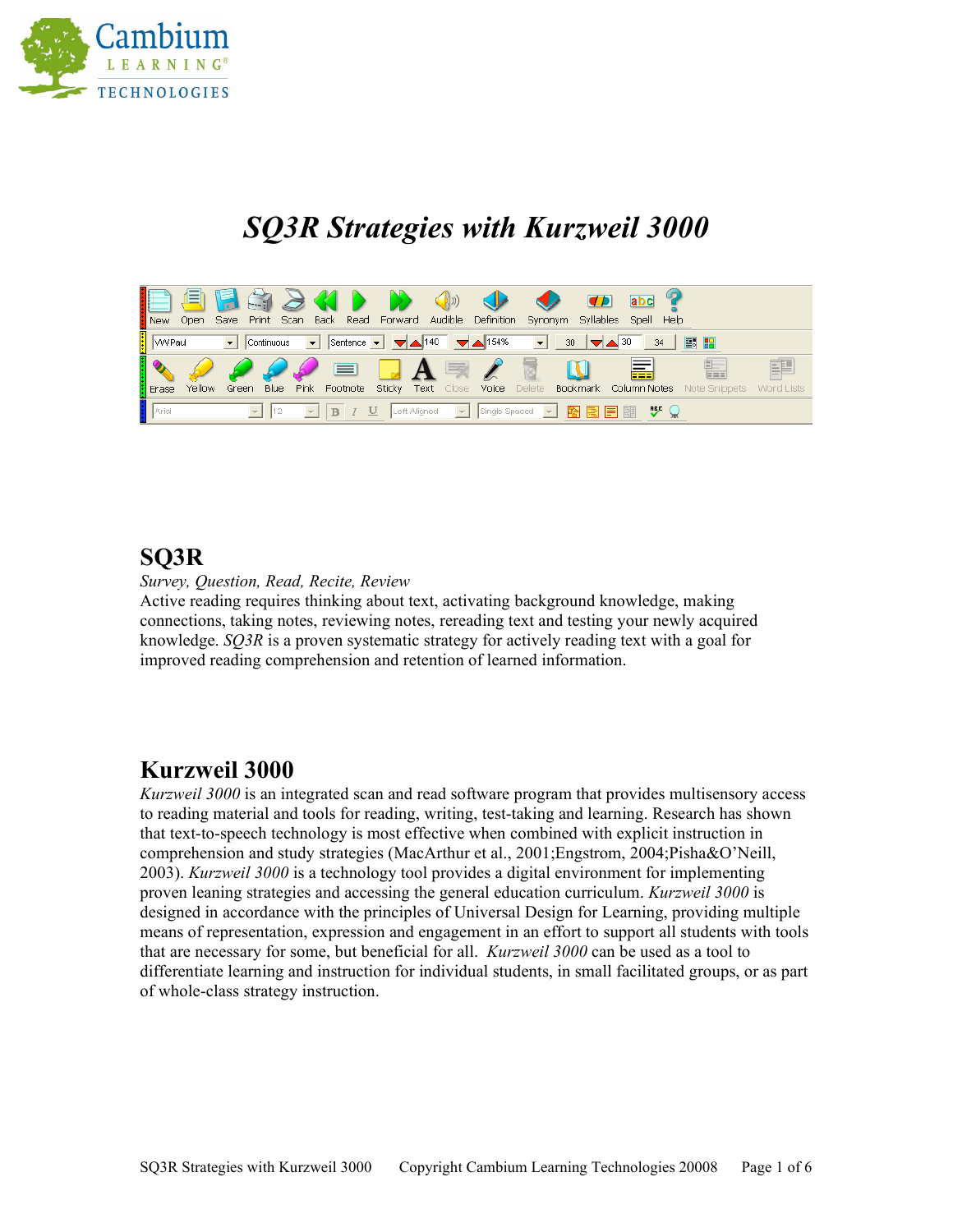# *SQ3R Strategies with Kurzweil 3000*

## SQ3R

*Survey, Question, Read, Recite, Review*
Active reading requires thinking about text, activating background knowledge, making connections, taking notes, reviewing notes, rereading text and testing your newly acquired knowledge. *SQ3R* is a proven systematic strategy for actively reading text with a goal for improved reading comprehension and retention of learned information.

## Kurzweil 3000

*Kurzweil 3000* is an integrated scan and read software program that provides multisensory access to reading material and tools for reading, writing, test-taking and learning. Research has shown that text-to-speech technology is most effective when combined with explicit instruction in comprehension and study strategies (MacArthur et al., 2001;Engstrom, 2004;Pisha&O'Neill, 2003). *Kurzweil 3000* is a technology tool provides a digital environment for implementing proven leaning strategies and accessing the general education curriculum. *Kurzweil 3000* is designed in accordance with the principles of Universal Design for Learning, providing multiple means of representation, expression and engagement in an effort to support all students with tools that are necessary for some, but beneficial for all. *Kurzweil 3000* can be used as a tool to differentiate learning and instruction for individual students, in small facilitated groups, or as part of whole-class strategy instruction.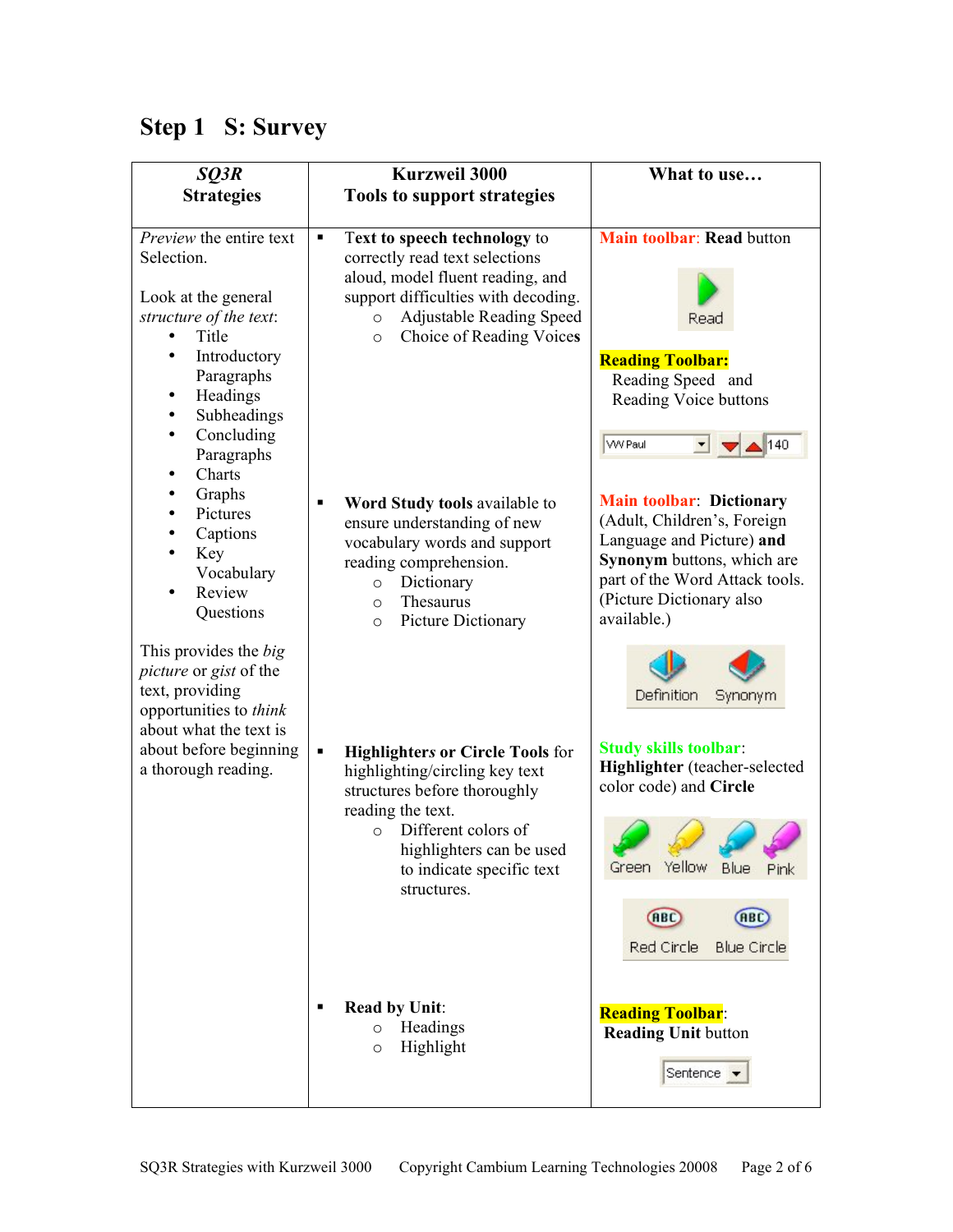## Step 1 S: Survey

| *SQ3R* Strategies | Kurzweil 3000 Tools to support strategies | What to use… |
|---|---|---|
| *Preview* the entire text Selection.<br><br>Look at the general *structure of the text*:<br>• Title<br>• Introductory Paragraphs<br>• Headings<br>• Subheadings<br>• Concluding Paragraphs<br>• Charts<br>• Graphs<br>• Pictures<br>• Captions<br>• Key Vocabulary<br>• Review Questions<br><br>This provides the *big picture* or *gist* of the text, providing opportunities to *think* about what the text is about before beginning a thorough reading. | ▪ **Text to speech technology** to correctly read text selections aloud, model fluent reading, and support difficulties with decoding.<br>  ○ Adjustable Reading Speed<br>  ○ Choice of Reading Voices | **Main toolbar**: **Read** button<br><br>Read<br><br>**Reading Toolbar:**<br>Reading Speed and Reading Voice buttons<br><br>VW Paul 140 |
| | ▪ **Word Study tools** available to ensure understanding of new vocabulary words and support reading comprehension.<br>  ○ Dictionary<br>  ○ Thesaurus<br>  ○ Picture Dictionary | **Main toolbar**: **Dictionary** (Adult, Children's, Foreign Language and Picture) **and Synonym** buttons, which are part of the Word Attack tools. (Picture Dictionary also available.)<br><br>Definition Synonym |
| | ▪ **Highlighters or Circle Tools** for highlighting/circling key text structures before thoroughly reading the text.<br>  ○ Different colors of highlighters can be used to indicate specific text structures. | **Study skills toolbar**: **Highlighter** (teacher-selected color code) and **Circle**<br><br>Green Yellow Blue Pink<br><br>Red Circle Blue Circle |
| | ▪ **Read by Unit**:<br>  ○ Headings<br>  ○ Highlight | **Reading Toolbar**: **Reading Unit** button<br><br>Sentence |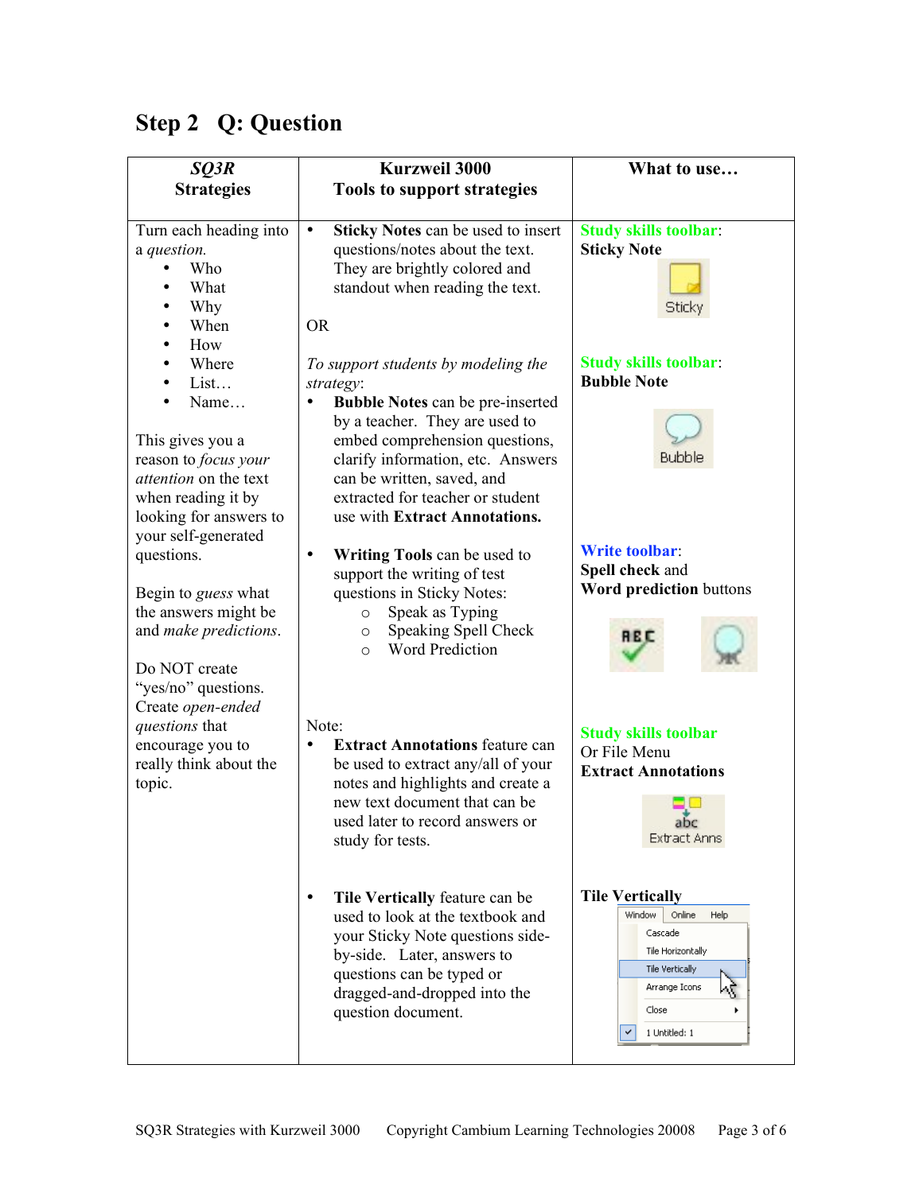## Step 2 Q: Question

| ***SQ3R* Strategies** | **Kurzweil 3000 Tools to support strategies** | **What to use…** |
|---|---|---|
| Turn each heading into a *question.*<br>• Who<br>• What<br>• Why<br>• When<br>• How<br>• Where<br>• List…<br>• Name…<br><br>This gives you a reason to *focus your attention* on the text when reading it by looking for answers to your self-generated questions.<br><br>Begin to *guess* what the answers might be and *make predictions*.<br><br>Do NOT create "yes/no" questions. Create *open-ended questions* that encourage you to really think about the topic. | • **Sticky Notes** can be used to insert questions/notes about the text. They are brightly colored and standout when reading the text.<br><br>OR<br><br>*To support students by modeling the strategy*:<br>• **Bubble Notes** can be pre-inserted by a teacher. They are used to embed comprehension questions, clarify information, etc. Answers can be written, saved, and extracted for teacher or student use with **Extract Annotations.**<br><br>• **Writing Tools** can be used to support the writing of test questions in Sticky Notes:<br>  ○ Speak as Typing<br>  ○ Speaking Spell Check<br>  ○ Word Prediction<br><br>Note:<br>• **Extract Annotations** feature can be used to extract any/all of your notes and highlights and create a new text document that can be used later to record answers or study for tests.<br><br>• **Tile Vertically** feature can be used to look at the textbook and your Sticky Note questions side-by-side. Later, answers to questions can be typed or dragged-and-dropped into the question document. | **Study skills toolbar**: **Sticky Note**<br>Sticky<br><br>**Study skills toolbar**: **Bubble Note**<br>Bubble<br><br>**Write toolbar**: **Spell check** and **Word prediction** buttons<br><br>**Study skills toolbar** Or File Menu **Extract Annotations**<br>Extract Anns<br><br>**Tile Vertically**<br>Window Online Help<br>Cascade<br>Tile Horizontally<br>Tile Vertically<br>Arrange Icons<br>Close<br>1 Untitled: 1 |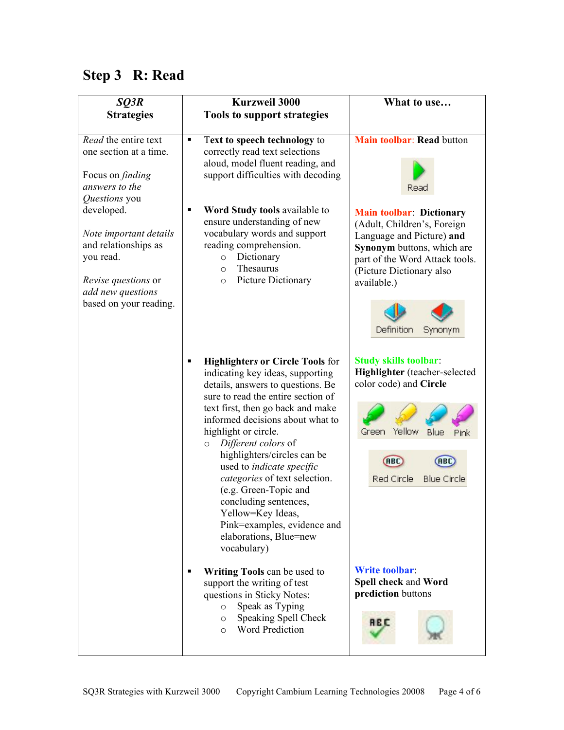## Step 3 R: Read

| *SQ3R* Strategies | Kurzweil 3000 Tools to support strategies | What to use… |
|---|---|---|
| *Read* the entire text one section at a time.<br><br>Focus on *finding answers to the Questions* you developed.<br><br>*Note important details* and relationships as you read.<br><br>*Revise questions* or *add new questions* based on your reading. | ▪ **Text to speech technology** to correctly read text selections aloud, model fluent reading, and support difficulties with decoding | **Main toolbar**: **Read** button<br><br>Read |
| | ▪ **Word Study tools** available to ensure understanding of new vocabulary words and support reading comprehension.<br>○ Dictionary<br>○ Thesaurus<br>○ Picture Dictionary | **Main toolbar**: **Dictionary** (Adult, Children's, Foreign Language and Picture) **and Synonym** buttons, which are part of the Word Attack tools. (Picture Dictionary also available.)<br><br>Definition Synonym |
| | ▪ **Highlighter*s* or Circle Tools** for indicating key ideas, supporting details, answers to questions. Be sure to read the entire section of text first, then go back and make informed decisions about what to highlight or circle.<br>○ *Different colors* of highlighters/circles can be used to *indicate specific categories* of text selection. (e.g. Green-Topic and concluding sentences, Yellow=Key Ideas, Pink=examples, evidence and elaborations, Blue=new vocabulary) | **Study skills toolbar**: **Highlighter** (teacher-selected color code) and **Circle**<br><br>Green Yellow Blue Pink<br><br>Red Circle Blue Circle |
| | ▪ **Writing Tools** can be used to support the writing of test questions in Sticky Notes:<br>○ Speak as Typing<br>○ Speaking Spell Check<br>○ Word Prediction | **Write toolbar**: **Spell check** and **Word prediction** buttons |

SQ3R Strategies with Kurzweil 3000 Copyright Cambium Learning Technologies 20008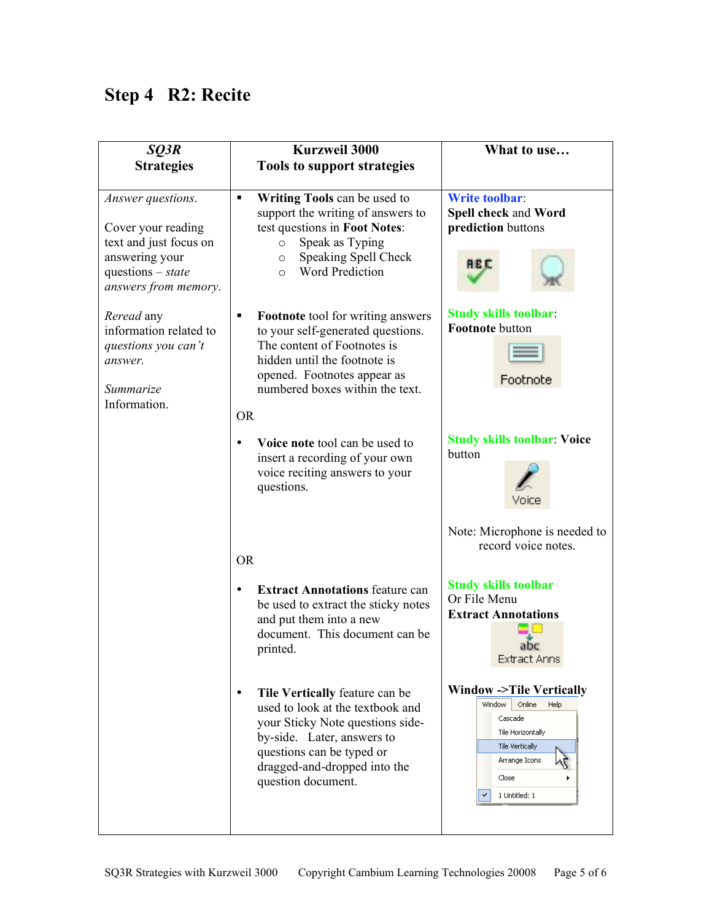## Step 4 R2: Recite

| *SQ3R* Strategies | Kurzweil 3000 Tools to support strategies | What to use… |
|---|---|---|
| *Answer questions*.<br><br>Cover your reading text and just focus on answering your questions – *state answers from memory*.<br><br>*Reread* any information related to *questions you can't answer.*<br><br>*Summarize* Information. | ▪ **Writing Tools** can be used to support the writing of answers to test questions in **Foot Notes**:<br>○ Speak as Typing<br>○ Speaking Spell Check<br>○ Word Prediction | **Write toolbar**:<br>**Spell check** and **Word prediction** buttons |
| | ▪ **Footnote** tool for writing answers to your self-generated questions. The content of Footnotes is hidden until the footnote is opened. Footnotes appear as numbered boxes within the text.<br><br>OR | **Study skills toolbar**:<br>**Footnote** button<br><br>Footnote |
| | • **Voice note** tool can be used to insert a recording of your own voice reciting answers to your questions.<br><br>OR | **Study skills toolbar**: **Voice** button<br><br>Voice<br><br>Note: Microphone is needed to record voice notes. |
| | • **Extract Annotations** feature can be used to extract the sticky notes and put them into a new document. This document can be printed. | **Study skills toolbar**<br>Or File Menu<br>**Extract Annotations**<br><br>abc<br>Extract Anns |
| | • **Tile Vertically** feature can be used to look at the textbook and your Sticky Note questions side-by-side. Later, answers to questions can be typed or dragged-and-dropped into the question document. | **Window ->Tile Vertically**<br><br>Window Online Help<br>Cascade<br>Tile Horizontally<br>Tile Vertically<br>Arrange Icons<br>Close<br>1 Untitled: 1 |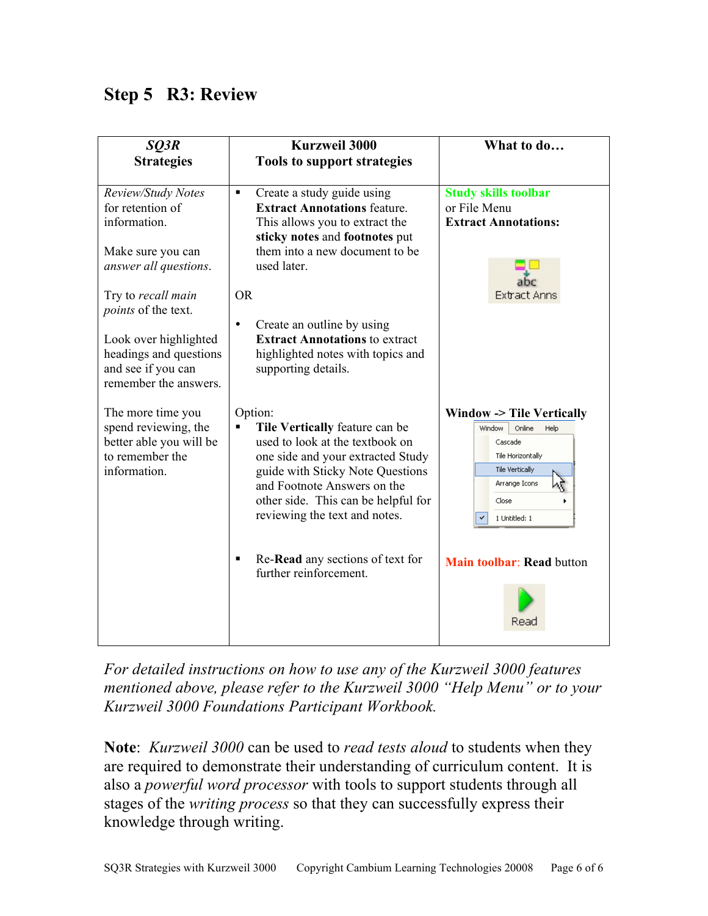## Step 5 R3: Review

| *SQ3R* Strategies | Kurzweil 3000 Tools to support strategies | What to do… |
|---|---|---|
| *Review/Study Notes* for retention of information.<br><br>Make sure you can *answer all questions*.<br><br>Try to *recall main points* of the text.<br><br>Look over highlighted headings and questions and see if you can remember the answers. | ▪ Create a study guide using **Extract Annotations** feature. This allows you to extract the **sticky notes** and **footnotes** put them into a new document to be used later.<br><br>OR<br><br>• Create an outline by using **Extract Annotations** to extract highlighted notes with topics and supporting details. | **Study skills toolbar** or File Menu **Extract Annotations:**<br><br>Extract Anns |
| The more time you spend reviewing, the better able you will be to remember the information. | Option:<br>▪ **Tile Vertically** feature can be used to look at the textbook on one side and your extracted Study guide with Sticky Note Questions and Footnote Answers on the other side. This can be helpful for reviewing the text and notes.<br><br>▪ Re-**Read** any sections of text for further reinforcement. | **Window -> Tile Vertically**<br><br>Window Online Help<br>Cascade<br>Tile Horizontally<br>Tile Vertically<br>Arrange Icons<br>Close<br>1 Untitled: 1<br><br>**Main toolbar**: **Read** button<br><br>Read |

*For detailed instructions on how to use any of the Kurzweil 3000 features mentioned above, please refer to the Kurzweil 3000 "Help Menu" or to your Kurzweil 3000 Foundations Participant Workbook.*

**Note**: *Kurzweil 3000* can be used to *read tests aloud* to students when they are required to demonstrate their understanding of curriculum content. It is also a *powerful word processor* with tools to support students through all stages of the *writing process* so that they can successfully express their knowledge through writing.